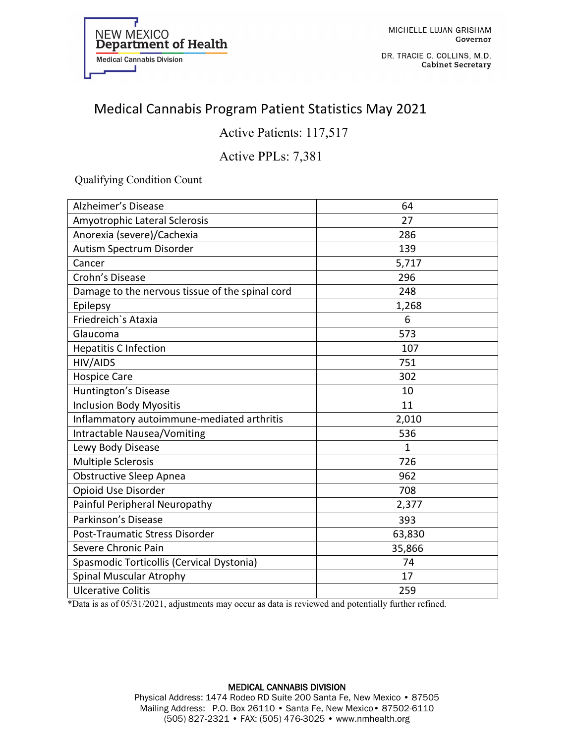NEW MEXICO
**Department of Health**
Medical Cannabis Division

MICHELLE LUJAN GRISHAM
**Governor**

DR. TRACIE C. COLLINS, M.D.
**Cabinet Secretary**

# Medical Cannabis Program Patient Statistics May 2021

## Active Patients: 117,517

## Active PPLs: 7,381

Qualifying Condition Count

| Condition | Count |
|---|---|
| Alzheimer's Disease | 64 |
| Amyotrophic Lateral Sclerosis | 27 |
| Anorexia (severe)/Cachexia | 286 |
| Autism Spectrum Disorder | 139 |
| Cancer | 5,717 |
| Crohn's Disease | 296 |
| Damage to the nervous tissue of the spinal cord | 248 |
| Epilepsy | 1,268 |
| Friedreich`s Ataxia | 6 |
| Glaucoma | 573 |
| Hepatitis C Infection | 107 |
| HIV/AIDS | 751 |
| Hospice Care | 302 |
| Huntington's Disease | 10 |
| Inclusion Body Myositis | 11 |
| Inflammatory autoimmune-mediated arthritis | 2,010 |
| Intractable Nausea/Vomiting | 536 |
| Lewy Body Disease | 1 |
| Multiple Sclerosis | 726 |
| Obstructive Sleep Apnea | 962 |
| Opioid Use Disorder | 708 |
| Painful Peripheral Neuropathy | 2,377 |
| Parkinson's Disease | 393 |
| Post-Traumatic Stress Disorder | 63,830 |
| Severe Chronic Pain | 35,866 |
| Spasmodic Torticollis (Cervical Dystonia) | 74 |
| Spinal Muscular Atrophy | 17 |
| Ulcerative Colitis | 259 |

*Data is as of 05/31/2021, adjustments may occur as data is reviewed and potentially further refined.

**MEDICAL CANNABIS DIVISION**
Physical Address: 1474 Rodeo RD Suite 200 Santa Fe, New Mexico • 87505
Mailing Address: P.O. Box 26110 • Santa Fe, New Mexico • 87502-6110
(505) 827-2321 • FAX: (505) 476-3025 • www.nmhealth.org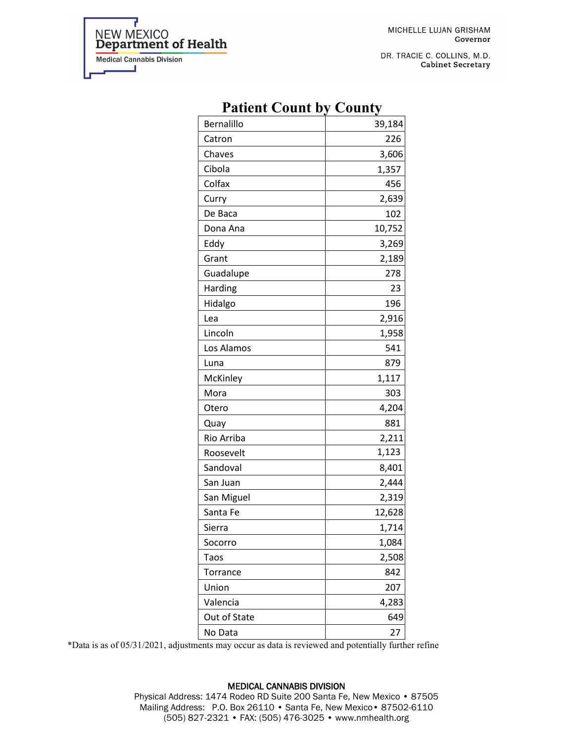NEW MEXICO
**Department of Health**
Medical Cannabis Division

MICHELLE LUJAN GRISHAM
**Governor**

DR. TRACIE C. COLLINS, M.D.
**Cabinet Secretary**

# Patient Count by County

| | |
|---|---:|
| Bernalillo | 39,184 |
| Catron | 226 |
| Chaves | 3,606 |
| Cibola | 1,357 |
| Colfax | 456 |
| Curry | 2,639 |
| De Baca | 102 |
| Dona Ana | 10,752 |
| Eddy | 3,269 |
| Grant | 2,189 |
| Guadalupe | 278 |
| Harding | 23 |
| Hidalgo | 196 |
| Lea | 2,916 |
| Lincoln | 1,958 |
| Los Alamos | 541 |
| Luna | 879 |
| McKinley | 1,117 |
| Mora | 303 |
| Otero | 4,204 |
| Quay | 881 |
| Rio Arriba | 2,211 |
| Roosevelt | 1,123 |
| Sandoval | 8,401 |
| San Juan | 2,444 |
| San Miguel | 2,319 |
| Santa Fe | 12,628 |
| Sierra | 1,714 |
| Socorro | 1,084 |
| Taos | 2,508 |
| Torrance | 842 |
| Union | 207 |
| Valencia | 4,283 |
| Out of State | 649 |
| No Data | 27 |

*Data is as of 05/31/2021, adjustments may occur as data is reviewed and potentially further refine

MEDICAL CANNABIS DIVISION
Physical Address: 1474 Rodeo RD Suite 200 Santa Fe, New Mexico • 87505
Mailing Address: P.O. Box 26110 • Santa Fe, New Mexico • 87502-6110
(505) 827-2321 • FAX: (505) 476-3025 • www.nmhealth.org